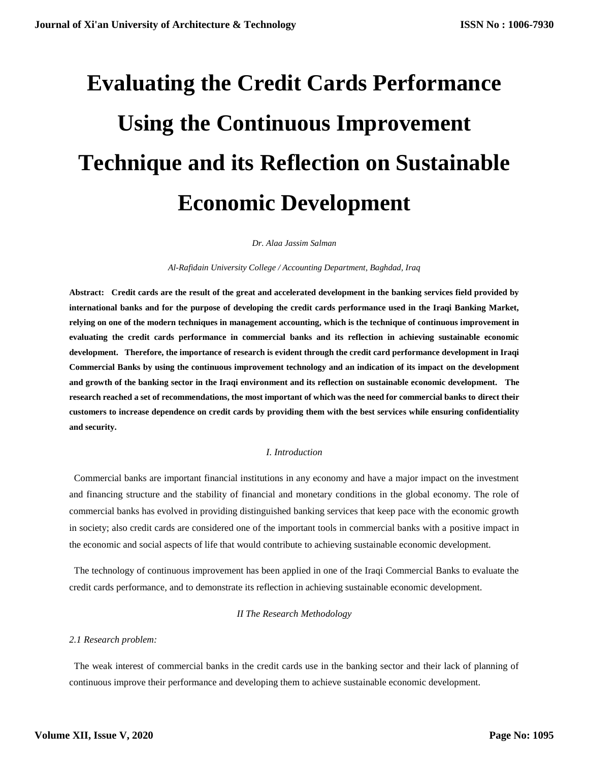# Evaluating the Credit Cards Performance Using the Continuous Improvement Technique and its Reflection on Sustainable Economic Development

*Dr. Alaa Jassim Salman*

*Al-Rafidain University College / Accounting Department, Baghdad, Iraq*

**Abstract: Credit cards are the result of the great and accelerated development in the banking services field provided by international banks and for the purpose of developing the credit cards performance used in the Iraqi Banking Market, relying on one of the modern techniques in management accounting, which is the technique of continuous improvement in evaluating the credit cards performance in commercial banks and its reflection in achieving sustainable economic development. Therefore, the importance of research is evident through the credit card performance development in Iraqi Commercial Banks by using the continuous improvement technology and an indication of its impact on the development and growth of the banking sector in the Iraqi environment and its reflection on sustainable economic development. The research reached a set of recommendations, the most important of which was the need for commercial banks to direct their customers to increase dependence on credit cards by providing them with the best services while ensuring confidentiality and security.**

## *I. Introduction*

Commercial banks are important financial institutions in any economy and have a major impact on the investment and financing structure and the stability of financial and monetary conditions in the global economy. The role of commercial banks has evolved in providing distinguished banking services that keep pace with the economic growth in society; also credit cards are considered one of the important tools in commercial banks with a positive impact in the economic and social aspects of life that would contribute to achieving sustainable economic development.

The technology of continuous improvement has been applied in one of the Iraqi Commercial Banks to evaluate the credit cards performance, and to demonstrate its reflection in achieving sustainable economic development.

## *II The Research Methodology*

### *2.1 Research problem:*

The weak interest of commercial banks in the credit cards use in the banking sector and their lack of planning of continuous improve their performance and developing them to achieve sustainable economic development.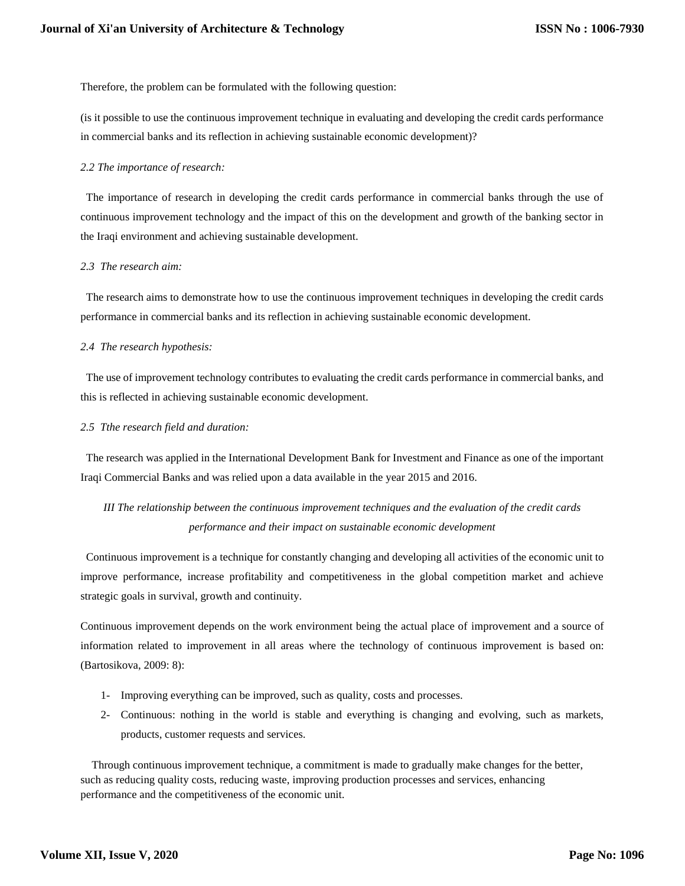Therefore, the problem can be formulated with the following question:

(is it possible to use the continuous improvement technique in evaluating and developing the credit cards performance in commercial banks and its reflection in achieving sustainable economic development)?

### *2.2 The importance of research:*

The importance of research in developing the credit cards performance in commercial banks through the use of continuous improvement technology and the impact of this on the development and growth of the banking sector in the Iraqi environment and achieving sustainable development.

### *2.3 The research aim:*

The research aims to demonstrate how to use the continuous improvement techniques in developing the credit cards performance in commercial banks and its reflection in achieving sustainable economic development.

### *2.4 The research hypothesis:*

The use of improvement technology contributes to evaluating the credit cards performance in commercial banks, and this is reflected in achieving sustainable economic development.

### *2.5 Tthe research field and duration:*

The research was applied in the International Development Bank for Investment and Finance as one of the important Iraqi Commercial Banks and was relied upon a data available in the year 2015 and 2016.

## *III The relationship between the continuous improvement techniques and the evaluation of the credit cards performance and their impact on sustainable economic development*

Continuous improvement is a technique for constantly changing and developing all activities of the economic unit to improve performance, increase profitability and competitiveness in the global competition market and achieve strategic goals in survival, growth and continuity.

Continuous improvement depends on the work environment being the actual place of improvement and a source of information related to improvement in all areas where the technology of continuous improvement is based on: (Bartosikova, 2009: 8):

1- Improving everything can be improved, such as quality, costs and processes.
2- Continuous: nothing in the world is stable and everything is changing and evolving, such as markets, products, customer requests and services.

Through continuous improvement technique, a commitment is made to gradually make changes for the better, such as reducing quality costs, reducing waste, improving production processes and services, enhancing performance and the competitiveness of the economic unit.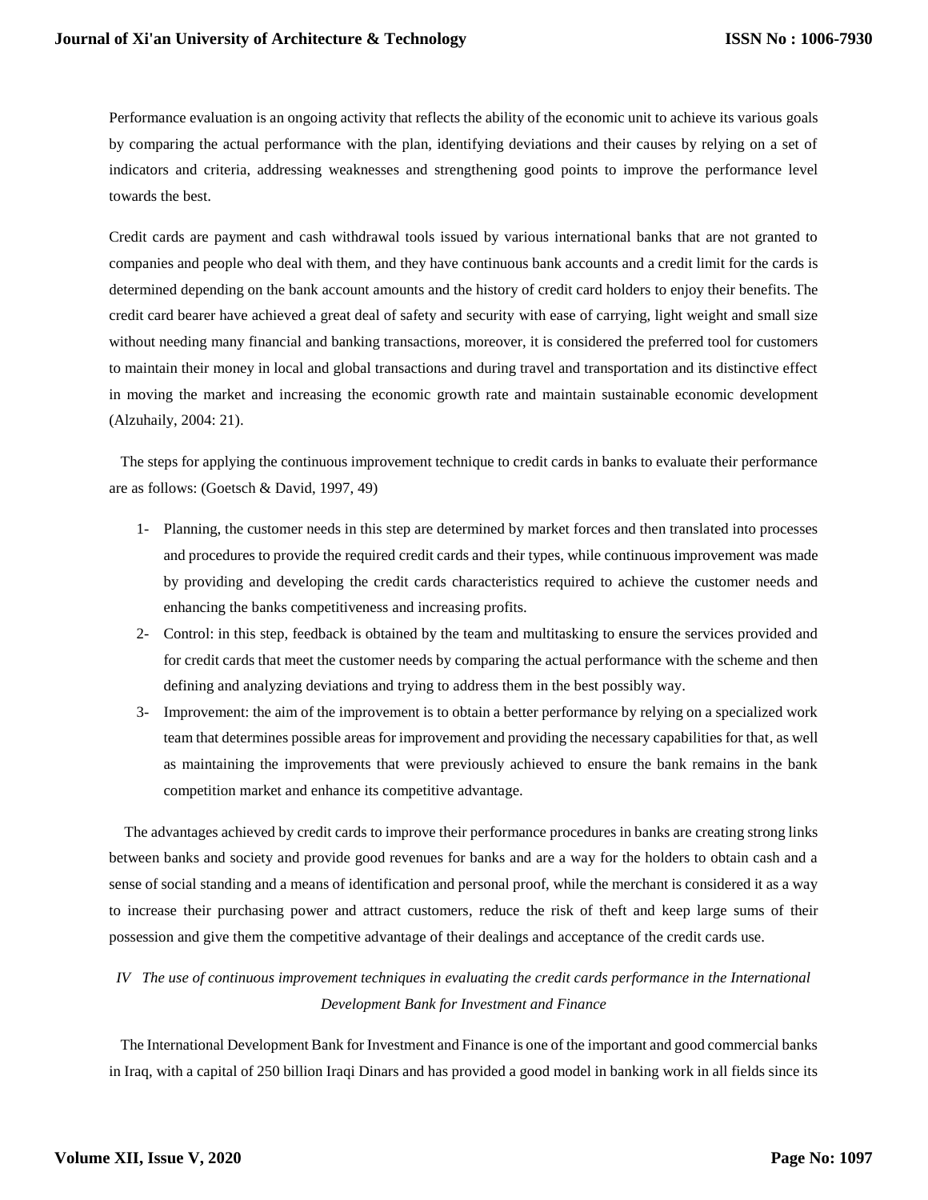Performance evaluation is an ongoing activity that reflects the ability of the economic unit to achieve its various goals by comparing the actual performance with the plan, identifying deviations and their causes by relying on a set of indicators and criteria, addressing weaknesses and strengthening good points to improve the performance level towards the best.

Credit cards are payment and cash withdrawal tools issued by various international banks that are not granted to companies and people who deal with them, and they have continuous bank accounts and a credit limit for the cards is determined depending on the bank account amounts and the history of credit card holders to enjoy their benefits. The credit card bearer have achieved a great deal of safety and security with ease of carrying, light weight and small size without needing many financial and banking transactions, moreover, it is considered the preferred tool for customers to maintain their money in local and global transactions and during travel and transportation and its distinctive effect in moving the market and increasing the economic growth rate and maintain sustainable economic development (Alzuhaily, 2004: 21).

The steps for applying the continuous improvement technique to credit cards in banks to evaluate their performance are as follows: (Goetsch & David, 1997, 49)

1- Planning, the customer needs in this step are determined by market forces and then translated into processes and procedures to provide the required credit cards and their types, while continuous improvement was made by providing and developing the credit cards characteristics required to achieve the customer needs and enhancing the banks competitiveness and increasing profits.
2- Control: in this step, feedback is obtained by the team and multitasking to ensure the services provided and for credit cards that meet the customer needs by comparing the actual performance with the scheme and then defining and analyzing deviations and trying to address them in the best possibly way.
3- Improvement: the aim of the improvement is to obtain a better performance by relying on a specialized work team that determines possible areas for improvement and providing the necessary capabilities for that, as well as maintaining the improvements that were previously achieved to ensure the bank remains in the bank competition market and enhance its competitive advantage.

The advantages achieved by credit cards to improve their performance procedures in banks are creating strong links between banks and society and provide good revenues for banks and are a way for the holders to obtain cash and a sense of social standing and a means of identification and personal proof, while the merchant is considered it as a way to increase their purchasing power and attract customers, reduce the risk of theft and keep large sums of their possession and give them the competitive advantage of their dealings and acceptance of the credit cards use.

## *IV The use of continuous improvement techniques in evaluating the credit cards performance in the International Development Bank for Investment and Finance*

The International Development Bank for Investment and Finance is one of the important and good commercial banks in Iraq, with a capital of 250 billion Iraqi Dinars and has provided a good model in banking work in all fields since its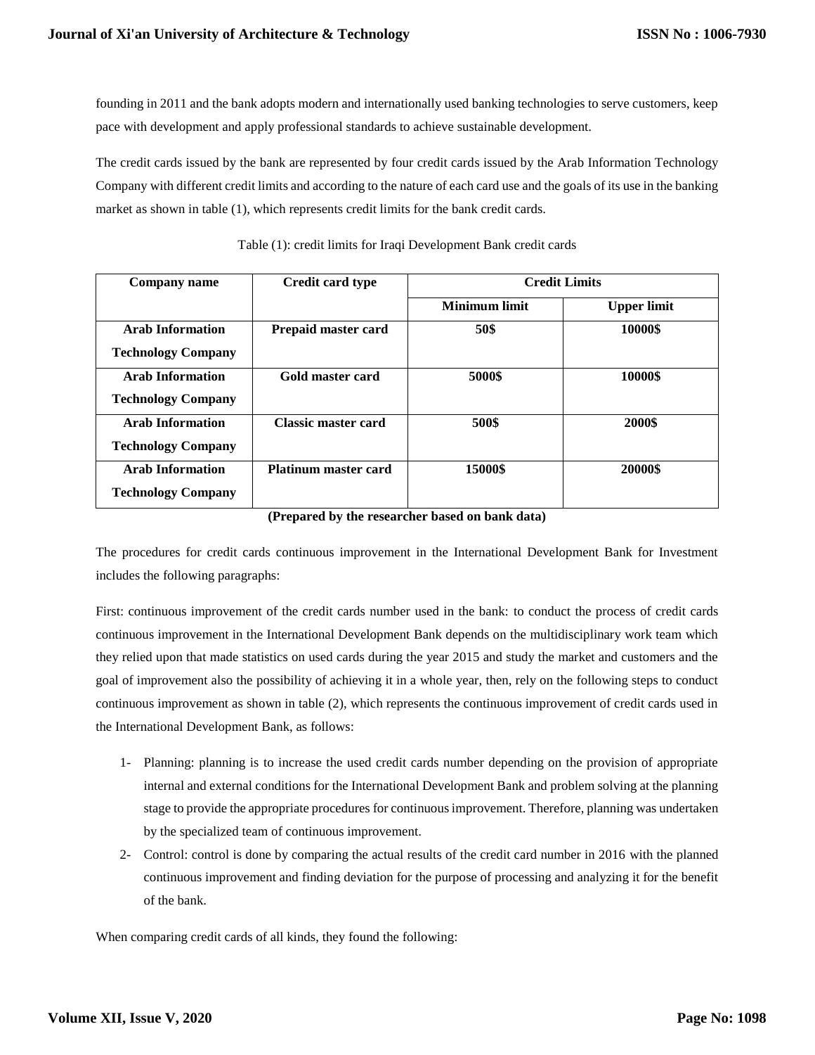founding in 2011 and the bank adopts modern and internationally used banking technologies to serve customers, keep pace with development and apply professional standards to achieve sustainable development.

The credit cards issued by the bank are represented by four credit cards issued by the Arab Information Technology Company with different credit limits and according to the nature of each card use and the goals of its use in the banking market as shown in table (1), which represents credit limits for the bank credit cards.

Table (1): credit limits for Iraqi Development Bank credit cards

| Company name | Credit card type | Credit Limits | |
|---|---|---|---|
| | | Minimum limit | Upper limit |
| **Arab Information Technology Company** | **Prepaid master card** | **50$** | **10000$** |
| **Arab Information Technology Company** | **Gold master card** | **5000$** | **10000$** |
| **Arab Information Technology Company** | **Classic master card** | **500$** | **2000$** |
| **Arab Information Technology Company** | **Platinum master card** | **15000$** | **20000$** |

**(Prepared by the researcher based on bank data)**

The procedures for credit cards continuous improvement in the International Development Bank for Investment includes the following paragraphs:

First: continuous improvement of the credit cards number used in the bank: to conduct the process of credit cards continuous improvement in the International Development Bank depends on the multidisciplinary work team which they relied upon that made statistics on used cards during the year 2015 and study the market and customers and the goal of improvement also the possibility of achieving it in a whole year, then, rely on the following steps to conduct continuous improvement as shown in table (2), which represents the continuous improvement of credit cards used in the International Development Bank, as follows:

1- Planning: planning is to increase the used credit cards number depending on the provision of appropriate internal and external conditions for the International Development Bank and problem solving at the planning stage to provide the appropriate procedures for continuous improvement. Therefore, planning was undertaken by the specialized team of continuous improvement.
2- Control: control is done by comparing the actual results of the credit card number in 2016 with the planned continuous improvement and finding deviation for the purpose of processing and analyzing it for the benefit of the bank.

When comparing credit cards of all kinds, they found the following: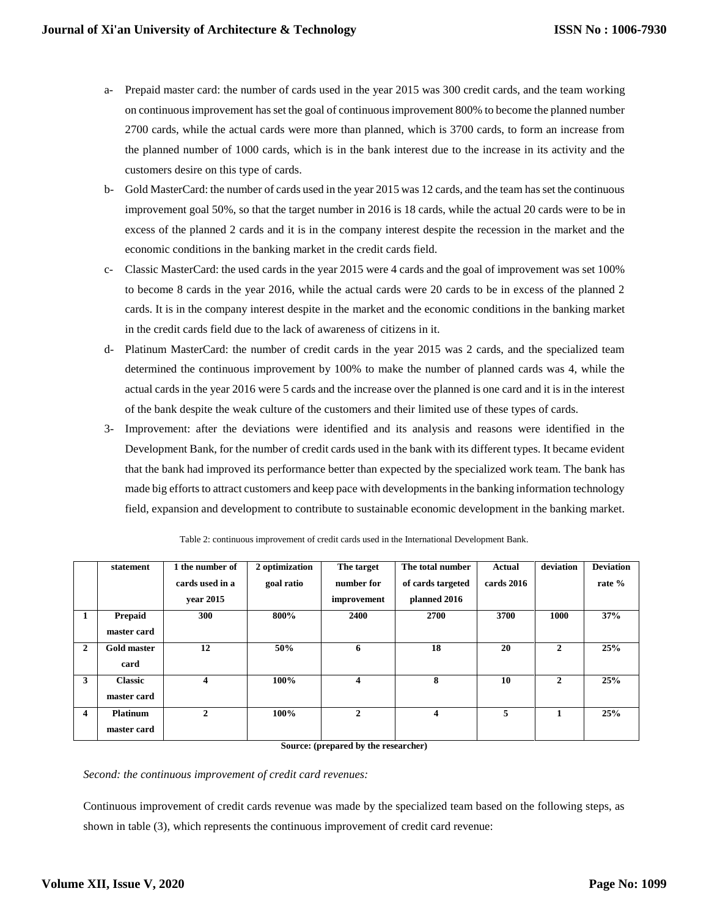a- Prepaid master card: the number of cards used in the year 2015 was 300 credit cards, and the team working on continuous improvement has set the goal of continuous improvement 800% to become the planned number 2700 cards, while the actual cards were more than planned, which is 3700 cards, to form an increase from the planned number of 1000 cards, which is in the bank interest due to the increase in its activity and the customers desire on this type of cards.

b- Gold MasterCard: the number of cards used in the year 2015 was 12 cards, and the team has set the continuous improvement goal 50%, so that the target number in 2016 is 18 cards, while the actual 20 cards were to be in excess of the planned 2 cards and it is in the company interest despite the recession in the market and the economic conditions in the banking market in the credit cards field.

c- Classic MasterCard: the used cards in the year 2015 were 4 cards and the goal of improvement was set 100% to become 8 cards in the year 2016, while the actual cards were 20 cards to be in excess of the planned 2 cards. It is in the company interest despite in the market and the economic conditions in the banking market in the credit cards field due to the lack of awareness of citizens in it.

d- Platinum MasterCard: the number of credit cards in the year 2015 was 2 cards, and the specialized team determined the continuous improvement by 100% to make the number of planned cards was 4, while the actual cards in the year 2016 were 5 cards and the increase over the planned is one card and it is in the interest of the bank despite the weak culture of the customers and their limited use of these types of cards.

3- Improvement: after the deviations were identified and its analysis and reasons were identified in the Development Bank, for the number of credit cards used in the bank with its different types. It became evident that the bank had improved its performance better than expected by the specialized work team. The bank has made big efforts to attract customers and keep pace with developments in the banking information technology field, expansion and development to contribute to sustainable economic development in the banking market.

Table 2: continuous improvement of credit cards used in the International Development Bank.

| | statement | 1 the number of cards used in a year 2015 | 2 optimization goal ratio | The target number for improvement | The total number of cards targeted planned 2016 | Actual cards 2016 | deviation | Deviation rate % |
|---|---|---|---|---|---|---|---|---|
| 1 | Prepaid master card | 300 | 800% | 2400 | 2700 | 3700 | 1000 | 37% |
| 2 | Gold master card | 12 | 50% | 6 | 18 | 20 | 2 | 25% |
| 3 | Classic master card | 4 | 100% | 4 | 8 | 10 | 2 | 25% |
| 4 | Platinum master card | 2 | 100% | 2 | 4 | 5 | 1 | 25% |

**Source: (prepared by the researcher)**

*Second: the continuous improvement of credit card revenues:*

Continuous improvement of credit cards revenue was made by the specialized team based on the following steps, as shown in table (3), which represents the continuous improvement of credit card revenue: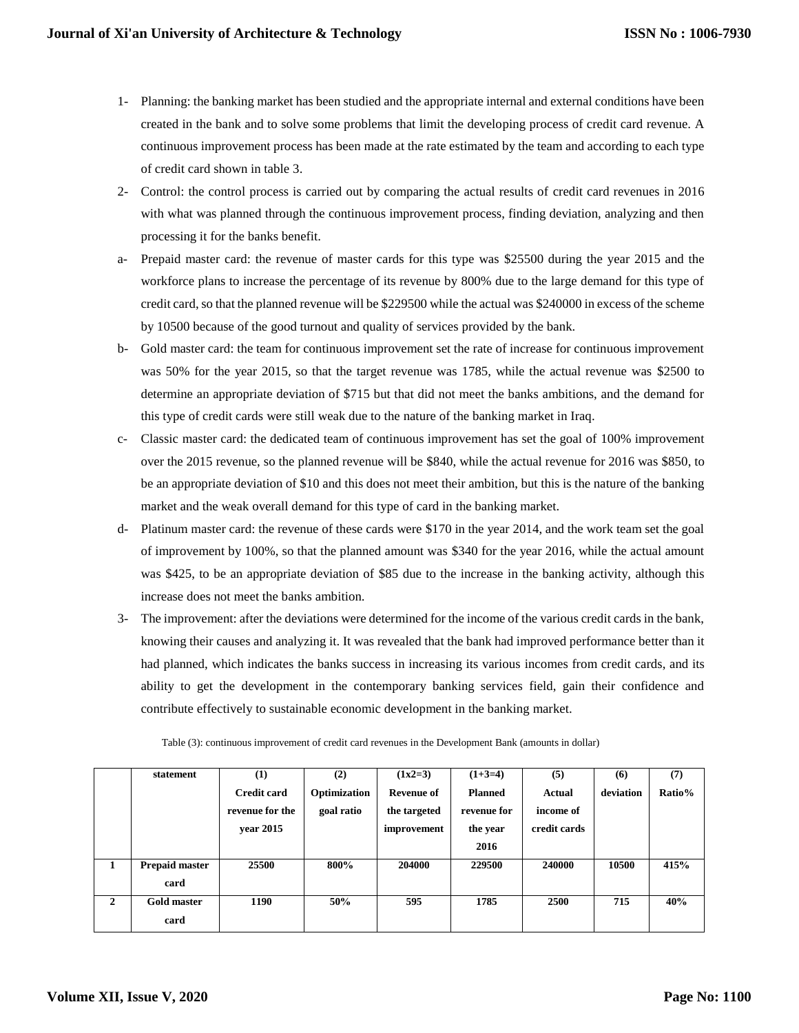1- Planning: the banking market has been studied and the appropriate internal and external conditions have been created in the bank and to solve some problems that limit the developing process of credit card revenue. A continuous improvement process has been made at the rate estimated by the team and according to each type of credit card shown in table 3.

2- Control: the control process is carried out by comparing the actual results of credit card revenues in 2016 with what was planned through the continuous improvement process, finding deviation, analyzing and then processing it for the banks benefit.

a- Prepaid master card: the revenue of master cards for this type was $25500 during the year 2015 and the workforce plans to increase the percentage of its revenue by 800% due to the large demand for this type of credit card, so that the planned revenue will be $229500 while the actual was $240000 in excess of the scheme by 10500 because of the good turnout and quality of services provided by the bank.

b- Gold master card: the team for continuous improvement set the rate of increase for continuous improvement was 50% for the year 2015, so that the target revenue was 1785, while the actual revenue was $2500 to determine an appropriate deviation of $715 but that did not meet the banks ambitions, and the demand for this type of credit cards were still weak due to the nature of the banking market in Iraq.

c- Classic master card: the dedicated team of continuous improvement has set the goal of 100% improvement over the 2015 revenue, so the planned revenue will be $840, while the actual revenue for 2016 was $850, to be an appropriate deviation of $10 and this does not meet their ambition, but this is the nature of the banking market and the weak overall demand for this type of card in the banking market.

d- Platinum master card: the revenue of these cards were $170 in the year 2014, and the work team set the goal of improvement by 100%, so that the planned amount was $340 for the year 2016, while the actual amount was $425, to be an appropriate deviation of $85 due to the increase in the banking activity, although this increase does not meet the banks ambition.

3- The improvement: after the deviations were determined for the income of the various credit cards in the bank, knowing their causes and analyzing it. It was revealed that the bank had improved performance better than it had planned, which indicates the banks success in increasing its various incomes from credit cards, and its ability to get the development in the contemporary banking services field, gain their confidence and contribute effectively to sustainable economic development in the banking market.

Table (3): continuous improvement of credit card revenues in the Development Bank (amounts in dollar)

| | statement | (1) Credit card revenue for the year 2015 | (2) Optimization goal ratio | (1x2=3) Revenue of the targeted improvement | (1+3=4) Planned revenue for the year 2016 | (5) Actual income of credit cards | (6) deviation | (7) Ratio% |
|---|---|---|---|---|---|---|---|---|
| 1 | Prepaid master card | 25500 | 800% | 204000 | 229500 | 240000 | 10500 | 415% |
| 2 | Gold master card | 1190 | 50% | 595 | 1785 | 2500 | 715 | 40% |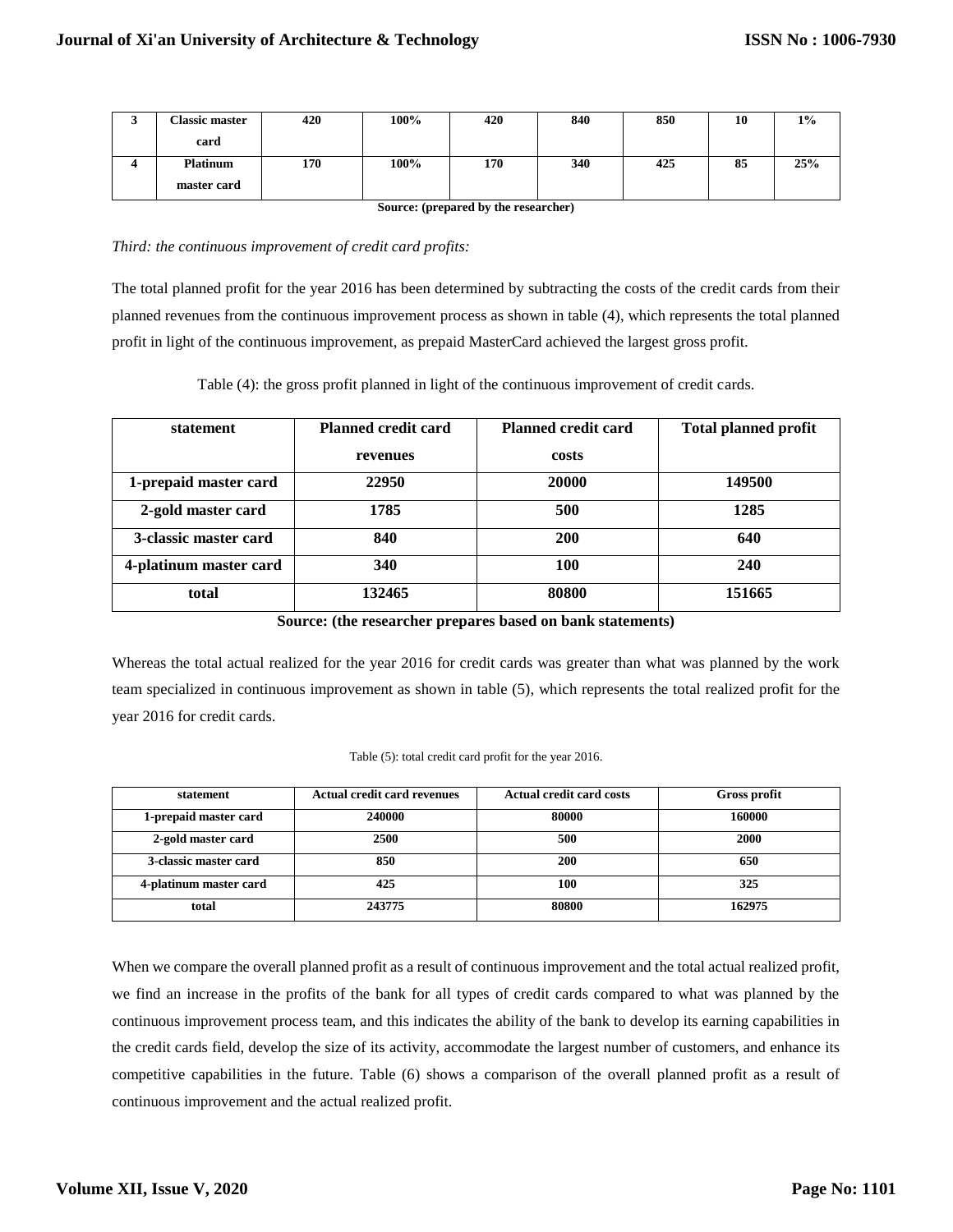| 3 | Classic master card | 420 | 100% | 420 | 840 | 850 | 10 | 1% |
|---|---|---|---|---|---|---|---|---|
| 4 | Platinum master card | 170 | 100% | 170 | 340 | 425 | 85 | 25% |

**Source: (prepared by the researcher)**

*Third: the continuous improvement of credit card profits:*

The total planned profit for the year 2016 has been determined by subtracting the costs of the credit cards from their planned revenues from the continuous improvement process as shown in table (4), which represents the total planned profit in light of the continuous improvement, as prepaid MasterCard achieved the largest gross profit.

Table (4): the gross profit planned in light of the continuous improvement of credit cards.

| statement | Planned credit card revenues | Planned credit card costs | Total planned profit |
|---|---|---|---|
| 1-prepaid master card | 22950 | 20000 | 149500 |
| 2-gold master card | 1785 | 500 | 1285 |
| 3-classic master card | 840 | 200 | 640 |
| 4-platinum master card | 340 | 100 | 240 |
| total | 132465 | 80800 | 151665 |

**Source: (the researcher prepares based on bank statements)**

Whereas the total actual realized for the year 2016 for credit cards was greater than what was planned by the work team specialized in continuous improvement as shown in table (5), which represents the total realized profit for the year 2016 for credit cards.

Table (5): total credit card profit for the year 2016.

| statement | Actual credit card revenues | Actual credit card costs | Gross profit |
|---|---|---|---|
| 1-prepaid master card | 240000 | 80000 | 160000 |
| 2-gold master card | 2500 | 500 | 2000 |
| 3-classic master card | 850 | 200 | 650 |
| 4-platinum master card | 425 | 100 | 325 |
| total | 243775 | 80800 | 162975 |

When we compare the overall planned profit as a result of continuous improvement and the total actual realized profit, we find an increase in the profits of the bank for all types of credit cards compared to what was planned by the continuous improvement process team, and this indicates the ability of the bank to develop its earning capabilities in the credit cards field, develop the size of its activity, accommodate the largest number of customers, and enhance its competitive capabilities in the future. Table (6) shows a comparison of the overall planned profit as a result of continuous improvement and the actual realized profit.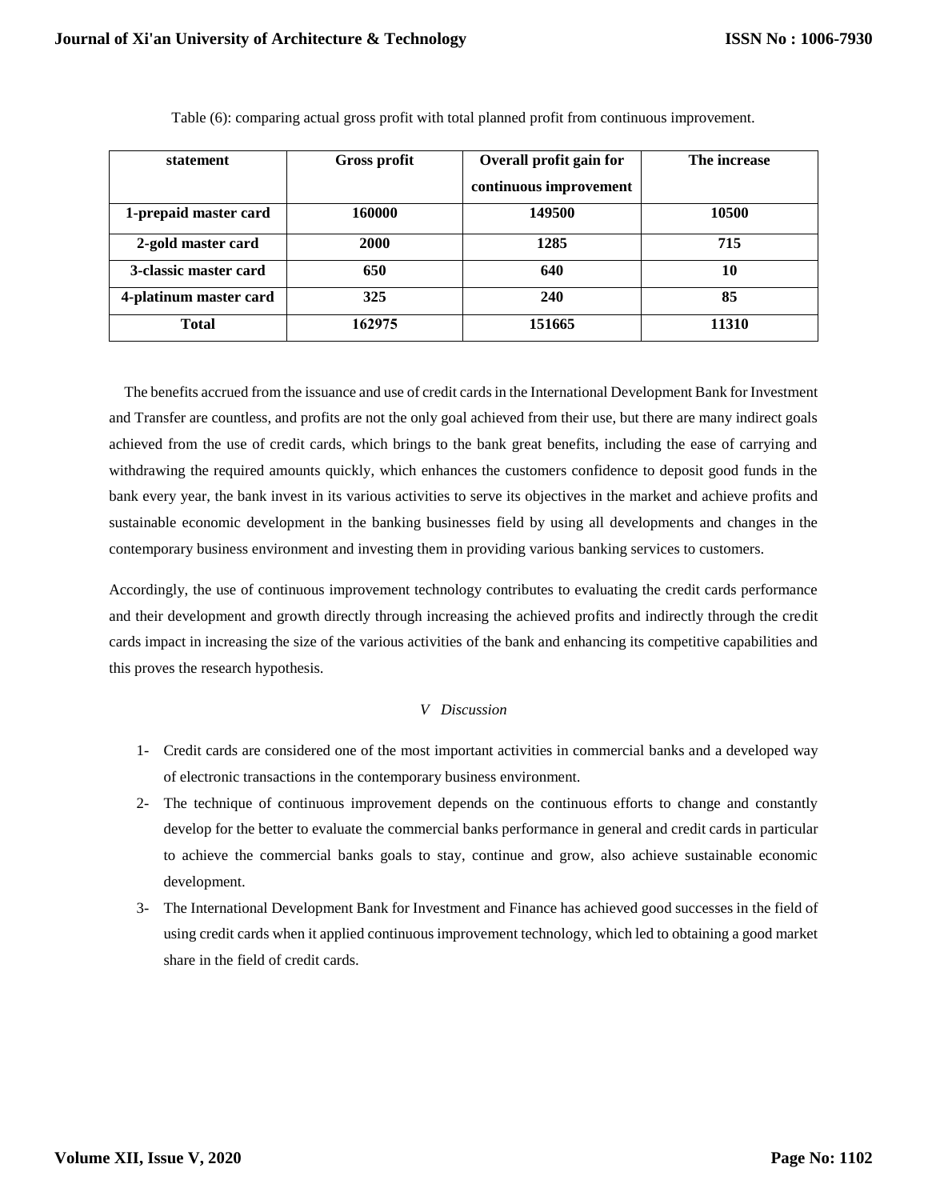Table (6): comparing actual gross profit with total planned profit from continuous improvement.

| statement | Gross profit | Overall profit gain for continuous improvement | The increase |
|---|---|---|---|
| 1-prepaid master card | 160000 | 149500 | 10500 |
| 2-gold master card | 2000 | 1285 | 715 |
| 3-classic master card | 650 | 640 | 10 |
| 4-platinum master card | 325 | 240 | 85 |
| Total | 162975 | 151665 | 11310 |

The benefits accrued from the issuance and use of credit cards in the International Development Bank for Investment and Transfer are countless, and profits are not the only goal achieved from their use, but there are many indirect goals achieved from the use of credit cards, which brings to the bank great benefits, including the ease of carrying and withdrawing the required amounts quickly, which enhances the customers confidence to deposit good funds in the bank every year, the bank invest in its various activities to serve its objectives in the market and achieve profits and sustainable economic development in the banking businesses field by using all developments and changes in the contemporary business environment and investing them in providing various banking services to customers.

Accordingly, the use of continuous improvement technology contributes to evaluating the credit cards performance and their development and growth directly through increasing the achieved profits and indirectly through the credit cards impact in increasing the size of the various activities of the bank and enhancing its competitive capabilities and this proves the research hypothesis.

## *V Discussion*

1- Credit cards are considered one of the most important activities in commercial banks and a developed way of electronic transactions in the contemporary business environment.
2- The technique of continuous improvement depends on the continuous efforts to change and constantly develop for the better to evaluate the commercial banks performance in general and credit cards in particular to achieve the commercial banks goals to stay, continue and grow, also achieve sustainable economic development.
3- The International Development Bank for Investment and Finance has achieved good successes in the field of using credit cards when it applied continuous improvement technology, which led to obtaining a good market share in the field of credit cards.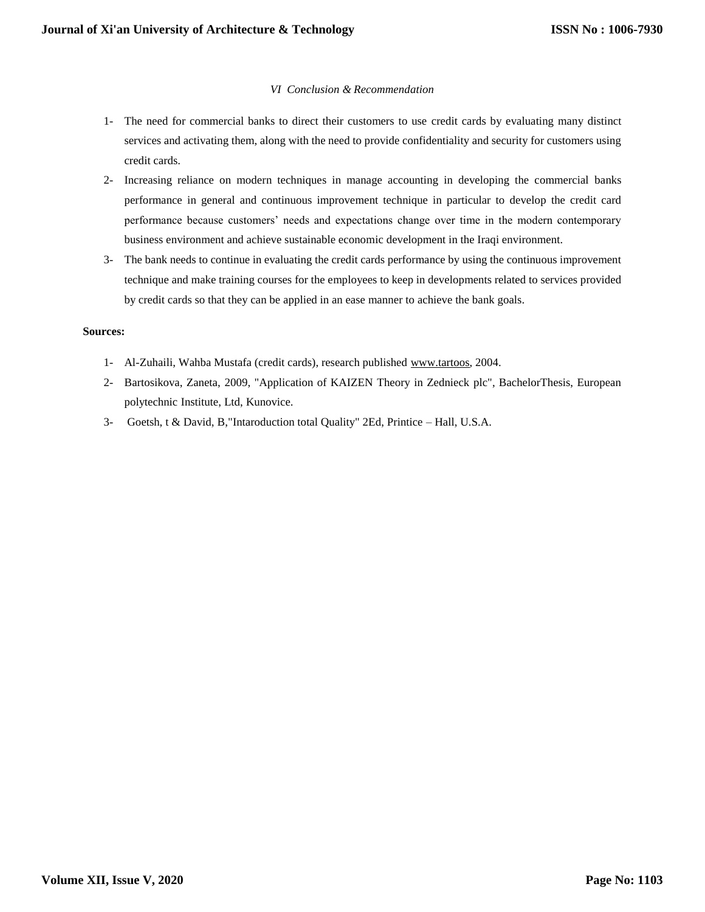## *VI Conclusion & Recommendation*

1- The need for commercial banks to direct their customers to use credit cards by evaluating many distinct services and activating them, along with the need to provide confidentiality and security for customers using credit cards.

2- Increasing reliance on modern techniques in manage accounting in developing the commercial banks performance in general and continuous improvement technique in particular to develop the credit card performance because customers' needs and expectations change over time in the modern contemporary business environment and achieve sustainable economic development in the Iraqi environment.

3- The bank needs to continue in evaluating the credit cards performance by using the continuous improvement technique and make training courses for the employees to keep in developments related to services provided by credit cards so that they can be applied in an ease manner to achieve the bank goals.

**Sources:**

1- Al-Zuhaili, Wahba Mustafa (credit cards), research published www.tartoos, 2004.

2- Bartosikova, Zaneta, 2009, "Application of KAIZEN Theory in Zednieck plc", BachelorThesis, European polytechnic Institute, Ltd, Kunovice.

3- Goetsh, t & David, B,"Intaroduction total Quality" 2Ed, Printice – Hall, U.S.A.